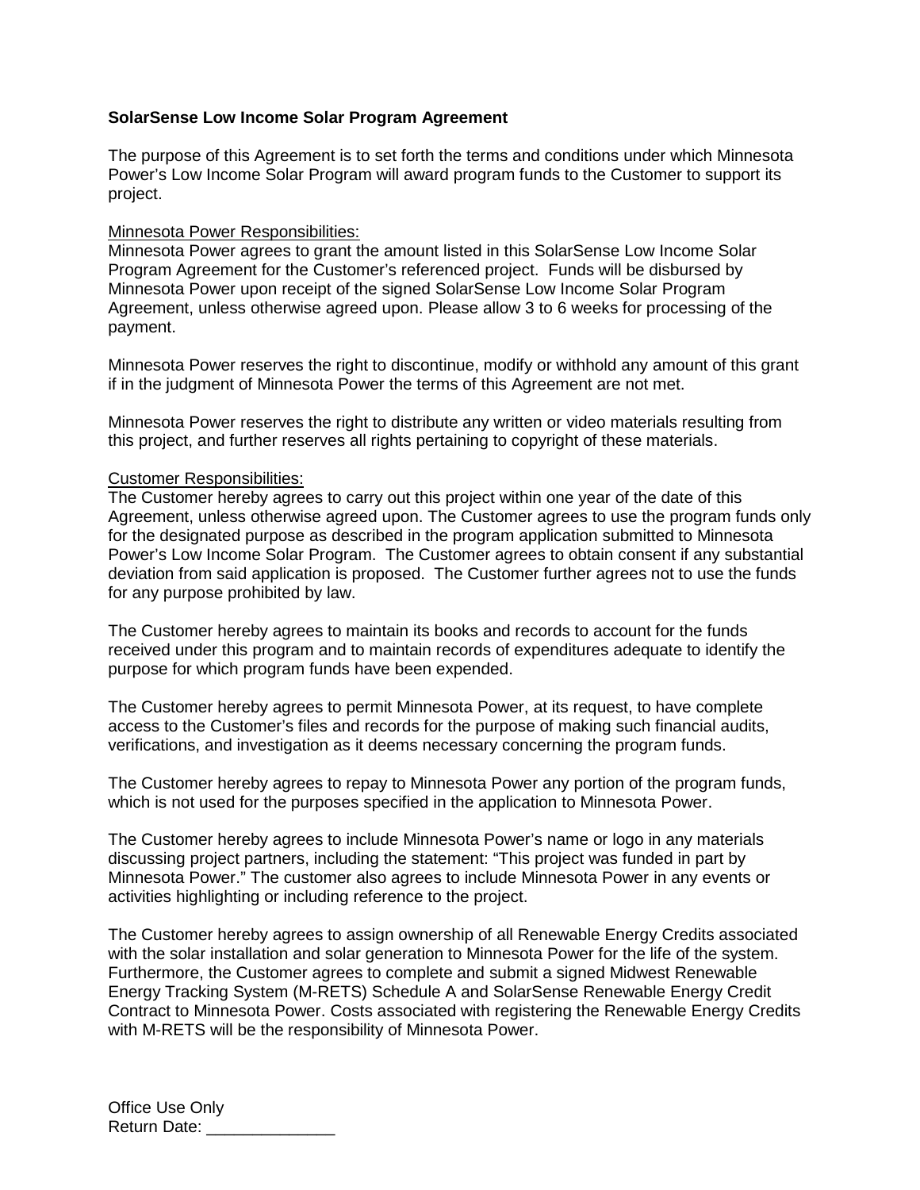**SolarSense Low Income Solar Program Agreement**

The purpose of this Agreement is to set forth the terms and conditions under which Minnesota Power's Low Income Solar Program will award program funds to the Customer to support its project.

Minnesota Power Responsibilities:
Minnesota Power agrees to grant the amount listed in this SolarSense Low Income Solar Program Agreement for the Customer's referenced project. Funds will be disbursed by Minnesota Power upon receipt of the signed SolarSense Low Income Solar Program Agreement, unless otherwise agreed upon. Please allow 3 to 6 weeks for processing of the payment.

Minnesota Power reserves the right to discontinue, modify or withhold any amount of this grant if in the judgment of Minnesota Power the terms of this Agreement are not met.

Minnesota Power reserves the right to distribute any written or video materials resulting from this project, and further reserves all rights pertaining to copyright of these materials.

Customer Responsibilities:
The Customer hereby agrees to carry out this project within one year of the date of this Agreement, unless otherwise agreed upon. The Customer agrees to use the program funds only for the designated purpose as described in the program application submitted to Minnesota Power's Low Income Solar Program. The Customer agrees to obtain consent if any substantial deviation from said application is proposed. The Customer further agrees not to use the funds for any purpose prohibited by law.

The Customer hereby agrees to maintain its books and records to account for the funds received under this program and to maintain records of expenditures adequate to identify the purpose for which program funds have been expended.

The Customer hereby agrees to permit Minnesota Power, at its request, to have complete access to the Customer's files and records for the purpose of making such financial audits, verifications, and investigation as it deems necessary concerning the program funds.

The Customer hereby agrees to repay to Minnesota Power any portion of the program funds, which is not used for the purposes specified in the application to Minnesota Power.

The Customer hereby agrees to include Minnesota Power's name or logo in any materials discussing project partners, including the statement: "This project was funded in part by Minnesota Power." The customer also agrees to include Minnesota Power in any events or activities highlighting or including reference to the project.

The Customer hereby agrees to assign ownership of all Renewable Energy Credits associated with the solar installation and solar generation to Minnesota Power for the life of the system. Furthermore, the Customer agrees to complete and submit a signed Midwest Renewable Energy Tracking System (M-RETS) Schedule A and SolarSense Renewable Energy Credit Contract to Minnesota Power. Costs associated with registering the Renewable Energy Credits with M-RETS will be the responsibility of Minnesota Power.

Office Use Only
Return Date: ______________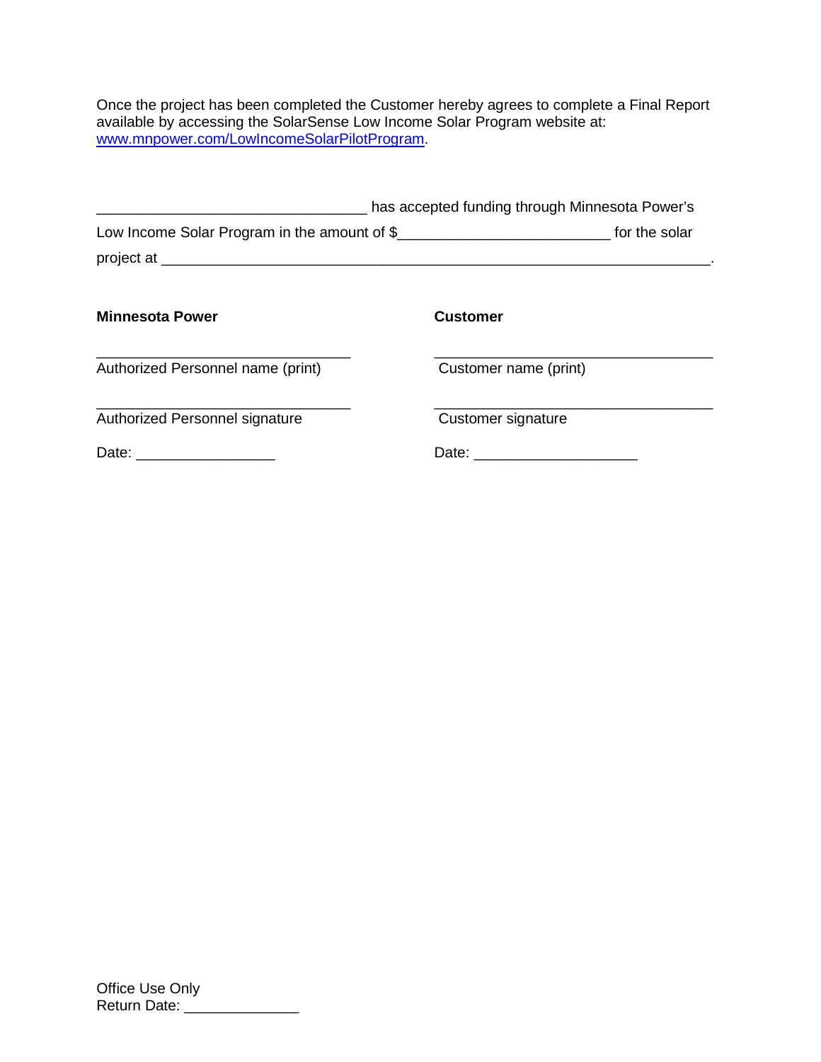Once the project has been completed the Customer hereby agrees to complete a Final Report available by accessing the SolarSense Low Income Solar Program website at: [www.mnpower.com/LowIncomeSolarPilotProgram](http://www.mnpower.com/LowIncomeSolarPilotProgram).

________________________________ has accepted funding through Minnesota Power's Low Income Solar Program in the amount of $_________________________ for the solar project at _________________________________________________________________.

| **Minnesota Power** | **Customer** |
|---|---|
| ______________________________ | ________________________________ |
| Authorized Personnel name (print) | Customer name (print) |
| ______________________________ | ________________________________ |
| Authorized Personnel signature | Customer signature |
| Date: ________________ | Date: ___________________ |

Office Use Only
Return Date: ______________